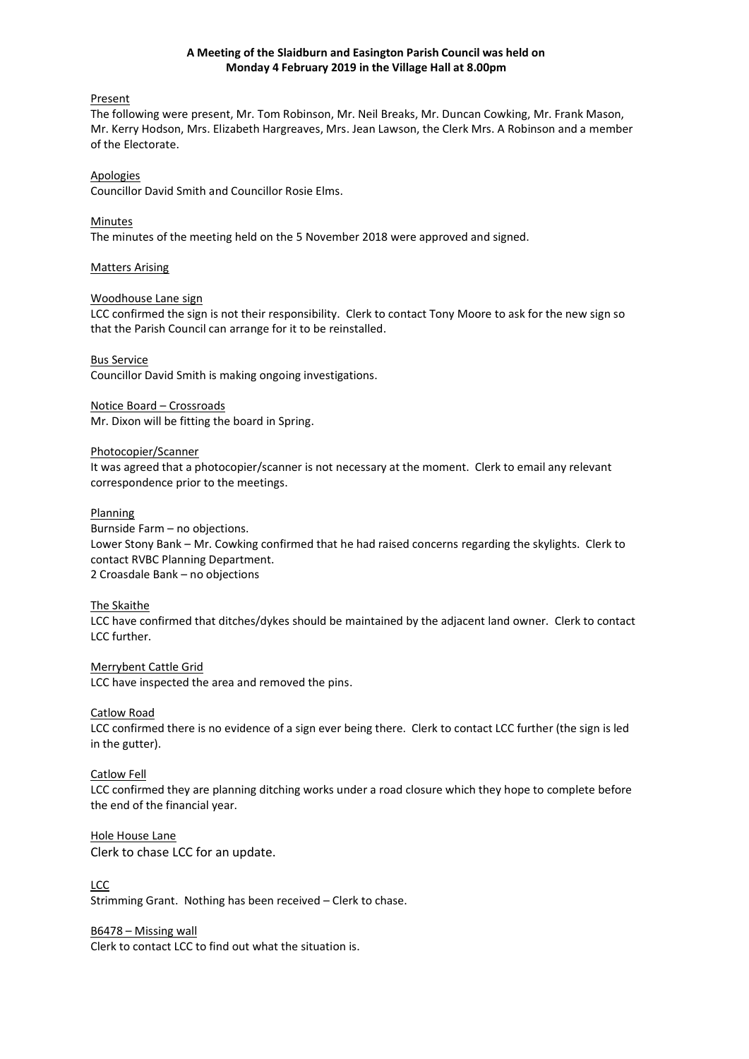**A Meeting of the Slaidburn and Easington Parish Council was held on Monday 4 February 2019 in the Village Hall at 8.00pm**

Present

The following were present, Mr. Tom Robinson, Mr. Neil Breaks, Mr. Duncan Cowking, Mr. Frank Mason, Mr. Kerry Hodson, Mrs. Elizabeth Hargreaves, Mrs. Jean Lawson, the Clerk Mrs. A Robinson and a member of the Electorate.

Apologies

Councillor David Smith and Councillor Rosie Elms.

Minutes

The minutes of the meeting held on the 5 November 2018 were approved and signed.

Matters Arising

Woodhouse Lane sign

LCC confirmed the sign is not their responsibility. Clerk to contact Tony Moore to ask for the new sign so that the Parish Council can arrange for it to be reinstalled.

Bus Service

Councillor David Smith is making ongoing investigations.

Notice Board – Crossroads

Mr. Dixon will be fitting the board in Spring.

Photocopier/Scanner

It was agreed that a photocopier/scanner is not necessary at the moment. Clerk to email any relevant correspondence prior to the meetings.

Planning

Burnside Farm – no objections.

Lower Stony Bank – Mr. Cowking confirmed that he had raised concerns regarding the skylights. Clerk to contact RVBC Planning Department.

2 Croasdale Bank – no objections

The Skaithe

LCC have confirmed that ditches/dykes should be maintained by the adjacent land owner. Clerk to contact LCC further.

Merrybent Cattle Grid

LCC have inspected the area and removed the pins.

Catlow Road

LCC confirmed there is no evidence of a sign ever being there. Clerk to contact LCC further (the sign is led in the gutter).

Catlow Fell

LCC confirmed they are planning ditching works under a road closure which they hope to complete before the end of the financial year.

Hole House Lane

Clerk to chase LCC for an update.

LCC

Strimming Grant. Nothing has been received – Clerk to chase.

B6478 – Missing wall

Clerk to contact LCC to find out what the situation is.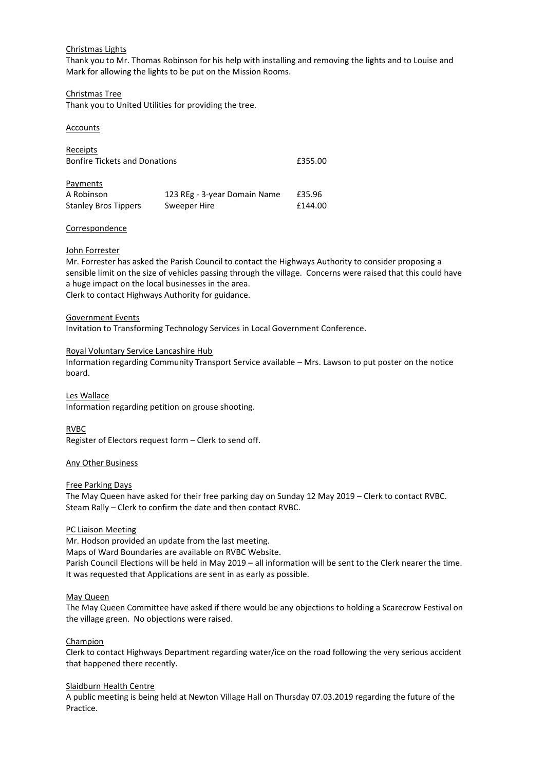Christmas Lights

Thank you to Mr. Thomas Robinson for his help with installing and removing the lights and to Louise and Mark for allowing the lights to be put on the Mission Rooms.

Christmas Tree

Thank you to United Utilities for providing the tree.

Accounts

Receipts

| | | |
|---|---|---|
| Bonfire Tickets and Donations | | £355.00 |

Payments

| | | |
|---|---|---|
| A Robinson | 123 REg - 3-year Domain Name | £35.96 |
| Stanley Bros Tippers | Sweeper Hire | £144.00 |

Correspondence

John Forrester

Mr. Forrester has asked the Parish Council to contact the Highways Authority to consider proposing a sensible limit on the size of vehicles passing through the village. Concerns were raised that this could have a huge impact on the local businesses in the area.
Clerk to contact Highways Authority for guidance.

Government Events

Invitation to Transforming Technology Services in Local Government Conference.

Royal Voluntary Service Lancashire Hub

Information regarding Community Transport Service available – Mrs. Lawson to put poster on the notice board.

Les Wallace

Information regarding petition on grouse shooting.

RVBC

Register of Electors request form – Clerk to send off.

Any Other Business

Free Parking Days

The May Queen have asked for their free parking day on Sunday 12 May 2019 – Clerk to contact RVBC.
Steam Rally – Clerk to confirm the date and then contact RVBC.

PC Liaison Meeting

Mr. Hodson provided an update from the last meeting.
Maps of Ward Boundaries are available on RVBC Website.
Parish Council Elections will be held in May 2019 – all information will be sent to the Clerk nearer the time.
It was requested that Applications are sent in as early as possible.

May Queen

The May Queen Committee have asked if there would be any objections to holding a Scarecrow Festival on the village green. No objections were raised.

Champion

Clerk to contact Highways Department regarding water/ice on the road following the very serious accident that happened there recently.

Slaidburn Health Centre

A public meeting is being held at Newton Village Hall on Thursday 07.03.2019 regarding the future of the Practice.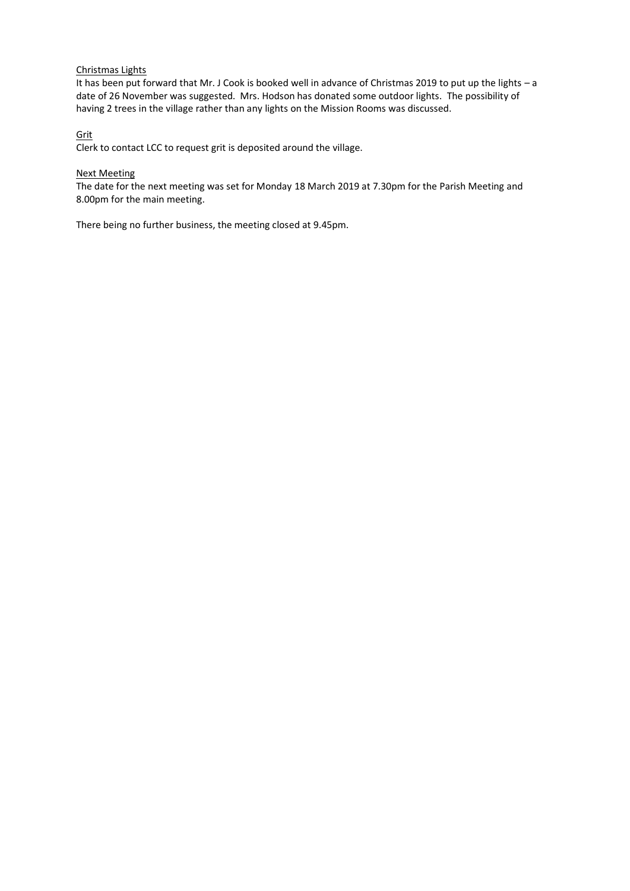<u>Christmas Lights</u>

It has been put forward that Mr. J Cook is booked well in advance of Christmas 2019 to put up the lights – a date of 26 November was suggested. Mrs. Hodson has donated some outdoor lights. The possibility of having 2 trees in the village rather than any lights on the Mission Rooms was discussed.

<u>Grit</u>

Clerk to contact LCC to request grit is deposited around the village.

<u>Next Meeting</u>

The date for the next meeting was set for Monday 18 March 2019 at 7.30pm for the Parish Meeting and 8.00pm for the main meeting.

There being no further business, the meeting closed at 9.45pm.